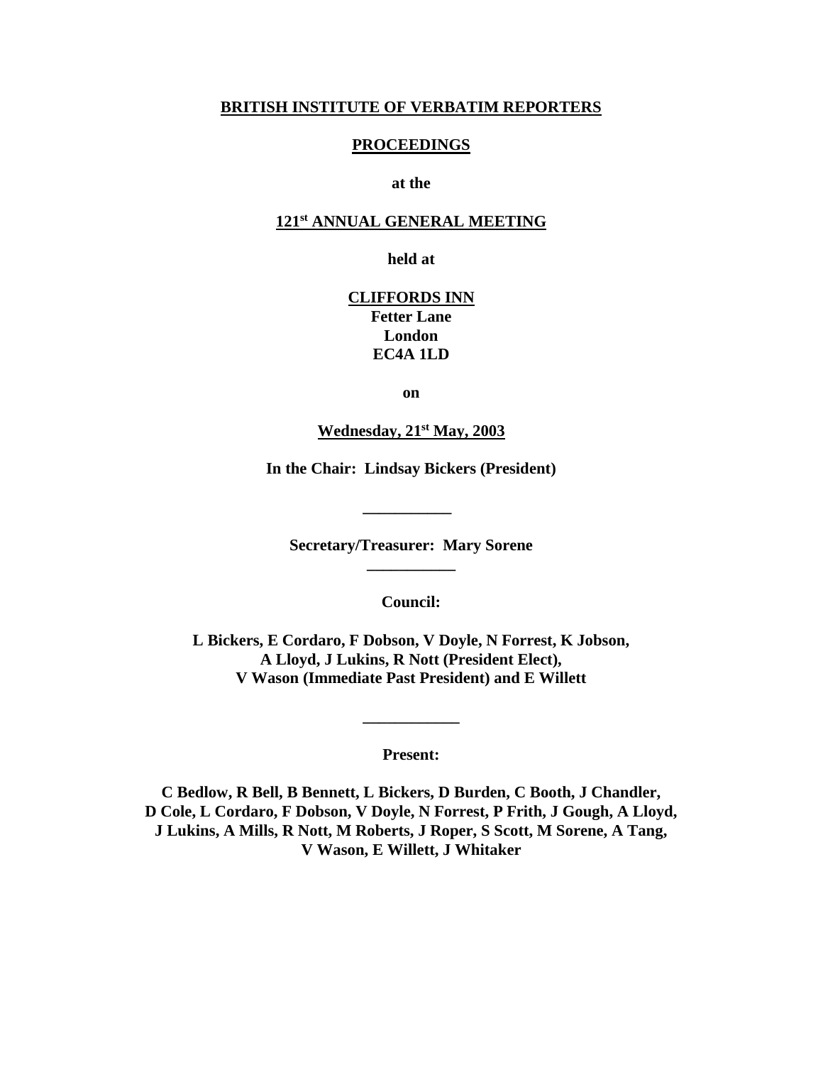**BRITISH INSTITUTE OF VERBATIM REPORTERS**

**PROCEEDINGS**

**at the**

**121st ANNUAL GENERAL MEETING**

**held at**

**CLIFFORDS INN**
**Fetter Lane**
**London**
**EC4A 1LD**

**on**

**Wednesday, 21st May, 2003**

**In the Chair: Lindsay Bickers (President)**

---

**Secretary/Treasurer: Mary Sorene**

---

**Council:**

**L Bickers, E Cordaro, F Dobson, V Doyle, N Forrest, K Jobson, A Lloyd, J Lukins, R Nott (President Elect), V Wason (Immediate Past President) and E Willett**

---

**Present:**

**C Bedlow, R Bell, B Bennett, L Bickers, D Burden, C Booth, J Chandler, D Cole, L Cordaro, F Dobson, V Doyle, N Forrest, P Frith, J Gough, A Lloyd, J Lukins, A Mills, R Nott, M Roberts, J Roper, S Scott, M Sorene, A Tang, V Wason, E Willett, J Whitaker**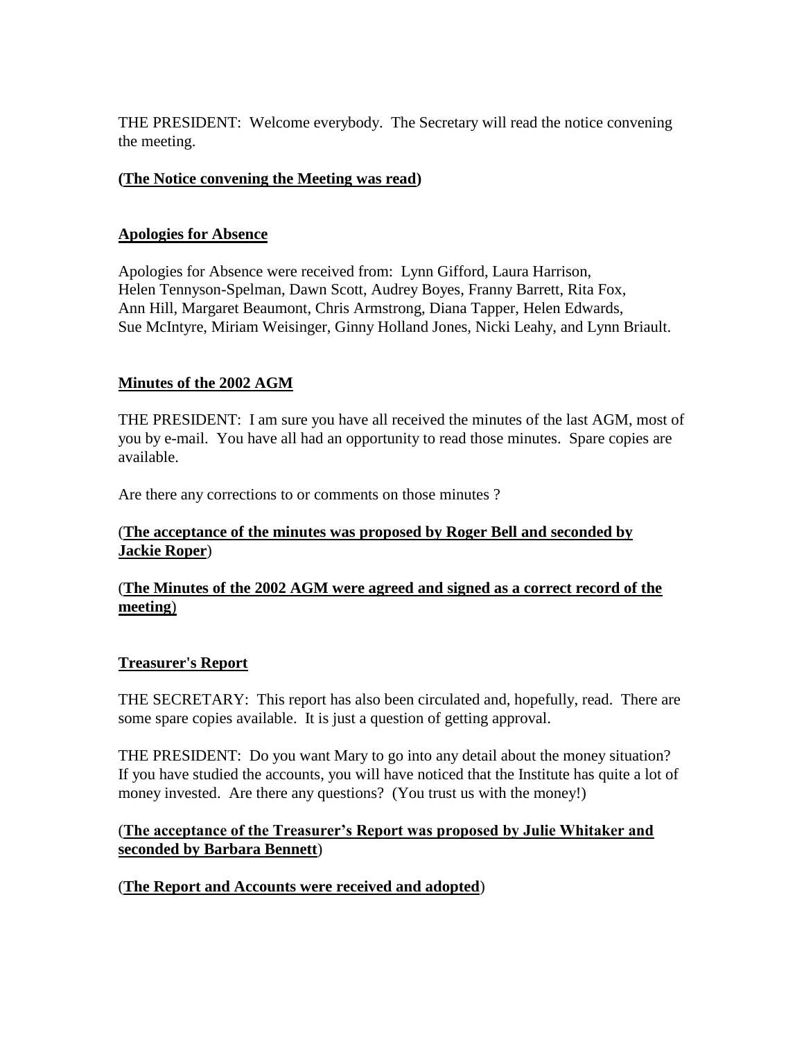THE PRESIDENT: Welcome everybody. The Secretary will read the notice convening the meeting.

**(The Notice convening the Meeting was read)**

## Apologies for Absence

Apologies for Absence were received from: Lynn Gifford, Laura Harrison, Helen Tennyson-Spelman, Dawn Scott, Audrey Boyes, Franny Barrett, Rita Fox, Ann Hill, Margaret Beaumont, Chris Armstrong, Diana Tapper, Helen Edwards, Sue McIntyre, Miriam Weisinger, Ginny Holland Jones, Nicki Leahy, and Lynn Briault.

## Minutes of the 2002 AGM

THE PRESIDENT: I am sure you have all received the minutes of the last AGM, most of you by e-mail. You have all had an opportunity to read those minutes. Spare copies are available.

Are there any corrections to or comments on those minutes ?

**(The acceptance of the minutes was proposed by Roger Bell and seconded by Jackie Roper)**

**(The Minutes of the 2002 AGM were agreed and signed as a correct record of the meeting)**

## Treasurer's Report

THE SECRETARY: This report has also been circulated and, hopefully, read. There are some spare copies available. It is just a question of getting approval.

THE PRESIDENT: Do you want Mary to go into any detail about the money situation? If you have studied the accounts, you will have noticed that the Institute has quite a lot of money invested. Are there any questions? (You trust us with the money!)

**(The acceptance of the Treasurer's Report was proposed by Julie Whitaker and seconded by Barbara Bennett)**

**(The Report and Accounts were received and adopted)**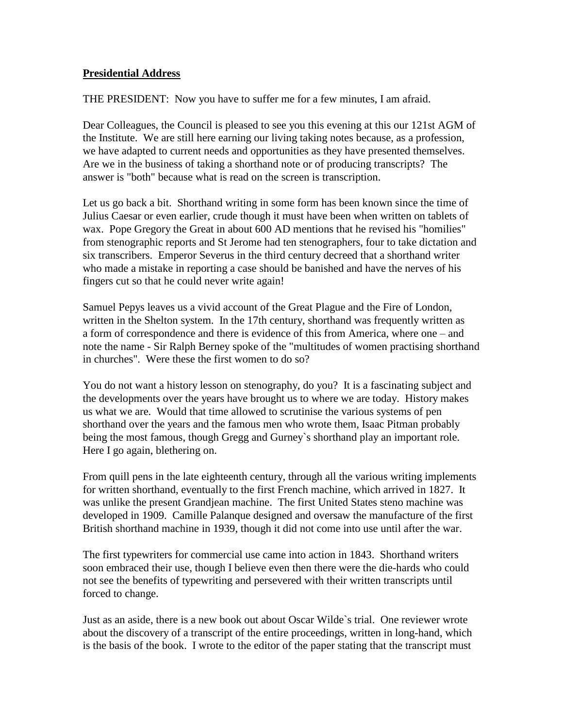**Presidential Address**

THE PRESIDENT: Now you have to suffer me for a few minutes, I am afraid.

Dear Colleagues, the Council is pleased to see you this evening at this our 121st AGM of the Institute. We are still here earning our living taking notes because, as a profession, we have adapted to current needs and opportunities as they have presented themselves. Are we in the business of taking a shorthand note or of producing transcripts? The answer is "both" because what is read on the screen is transcription.

Let us go back a bit. Shorthand writing in some form has been known since the time of Julius Caesar or even earlier, crude though it must have been when written on tablets of wax. Pope Gregory the Great in about 600 AD mentions that he revised his "homilies" from stenographic reports and St Jerome had ten stenographers, four to take dictation and six transcribers. Emperor Severus in the third century decreed that a shorthand writer who made a mistake in reporting a case should be banished and have the nerves of his fingers cut so that he could never write again!

Samuel Pepys leaves us a vivid account of the Great Plague and the Fire of London, written in the Shelton system. In the 17th century, shorthand was frequently written as a form of correspondence and there is evidence of this from America, where one – and note the name - Sir Ralph Berney spoke of the "multitudes of women practising shorthand in churches". Were these the first women to do so?

You do not want a history lesson on stenography, do you? It is a fascinating subject and the developments over the years have brought us to where we are today. History makes us what we are. Would that time allowed to scrutinise the various systems of pen shorthand over the years and the famous men who wrote them, Isaac Pitman probably being the most famous, though Gregg and Gurney`s shorthand play an important role. Here I go again, blethering on.

From quill pens in the late eighteenth century, through all the various writing implements for written shorthand, eventually to the first French machine, which arrived in 1827. It was unlike the present Grandjean machine. The first United States steno machine was developed in 1909. Camille Palanque designed and oversaw the manufacture of the first British shorthand machine in 1939, though it did not come into use until after the war.

The first typewriters for commercial use came into action in 1843. Shorthand writers soon embraced their use, though I believe even then there were the die-hards who could not see the benefits of typewriting and persevered with their written transcripts until forced to change.

Just as an aside, there is a new book out about Oscar Wilde`s trial. One reviewer wrote about the discovery of a transcript of the entire proceedings, written in long-hand, which is the basis of the book. I wrote to the editor of the paper stating that the transcript must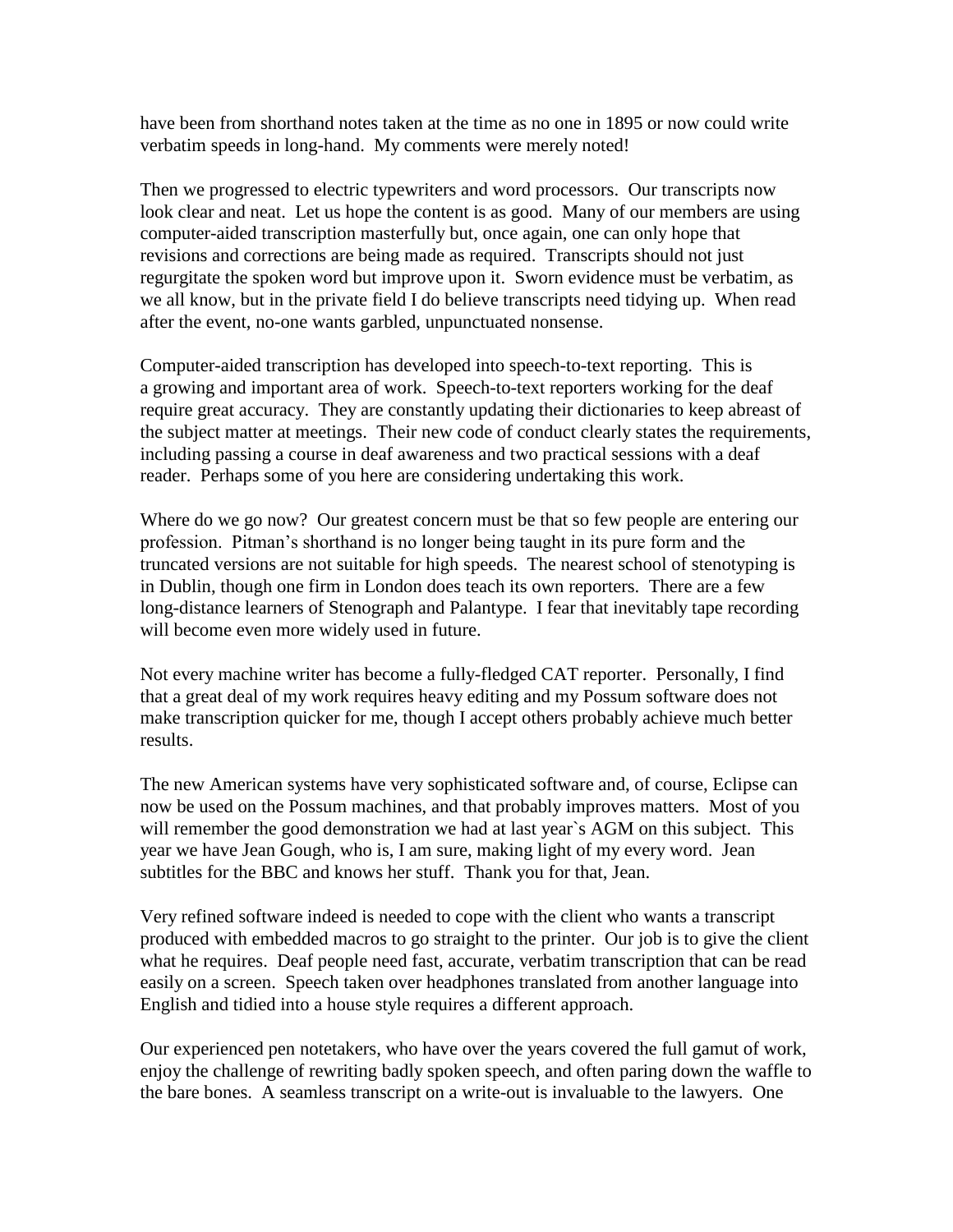have been from shorthand notes taken at the time as no one in 1895 or now could write verbatim speeds in long-hand. My comments were merely noted!

Then we progressed to electric typewriters and word processors. Our transcripts now look clear and neat. Let us hope the content is as good. Many of our members are using computer-aided transcription masterfully but, once again, one can only hope that revisions and corrections are being made as required. Transcripts should not just regurgitate the spoken word but improve upon it. Sworn evidence must be verbatim, as we all know, but in the private field I do believe transcripts need tidying up. When read after the event, no-one wants garbled, unpunctuated nonsense.

Computer-aided transcription has developed into speech-to-text reporting. This is a growing and important area of work. Speech-to-text reporters working for the deaf require great accuracy. They are constantly updating their dictionaries to keep abreast of the subject matter at meetings. Their new code of conduct clearly states the requirements, including passing a course in deaf awareness and two practical sessions with a deaf reader. Perhaps some of you here are considering undertaking this work.

Where do we go now? Our greatest concern must be that so few people are entering our profession. Pitman's shorthand is no longer being taught in its pure form and the truncated versions are not suitable for high speeds. The nearest school of stenotyping is in Dublin, though one firm in London does teach its own reporters. There are a few long-distance learners of Stenograph and Palantype. I fear that inevitably tape recording will become even more widely used in future.

Not every machine writer has become a fully-fledged CAT reporter. Personally, I find that a great deal of my work requires heavy editing and my Possum software does not make transcription quicker for me, though I accept others probably achieve much better results.

The new American systems have very sophisticated software and, of course, Eclipse can now be used on the Possum machines, and that probably improves matters. Most of you will remember the good demonstration we had at last year`s AGM on this subject. This year we have Jean Gough, who is, I am sure, making light of my every word. Jean subtitles for the BBC and knows her stuff. Thank you for that, Jean.

Very refined software indeed is needed to cope with the client who wants a transcript produced with embedded macros to go straight to the printer. Our job is to give the client what he requires. Deaf people need fast, accurate, verbatim transcription that can be read easily on a screen. Speech taken over headphones translated from another language into English and tidied into a house style requires a different approach.

Our experienced pen notetakers, who have over the years covered the full gamut of work, enjoy the challenge of rewriting badly spoken speech, and often paring down the waffle to the bare bones. A seamless transcript on a write-out is invaluable to the lawyers. One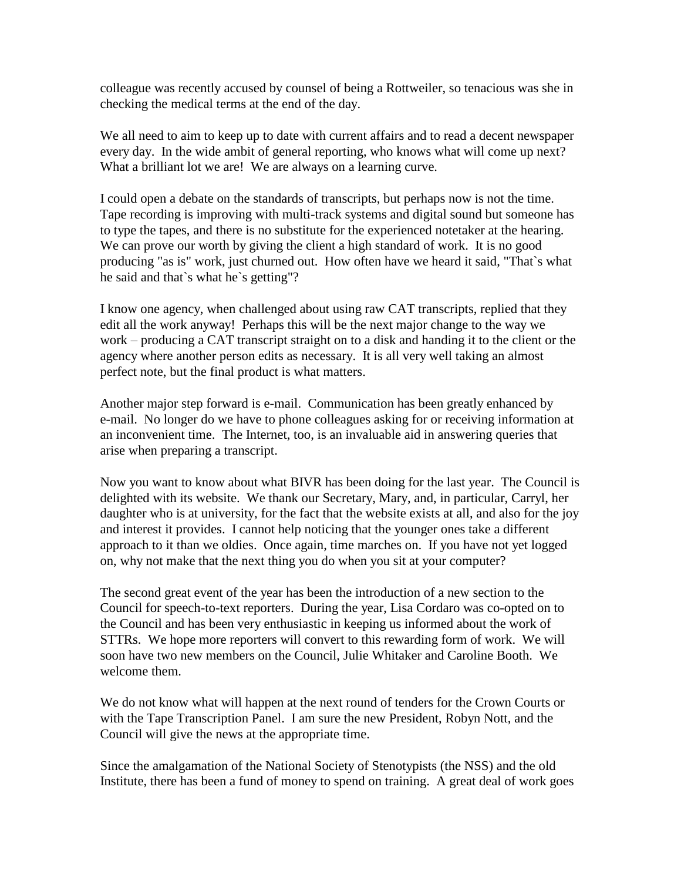colleague was recently accused by counsel of being a Rottweiler, so tenacious was she in checking the medical terms at the end of the day.

We all need to aim to keep up to date with current affairs and to read a decent newspaper every day. In the wide ambit of general reporting, who knows what will come up next? What a brilliant lot we are! We are always on a learning curve.

I could open a debate on the standards of transcripts, but perhaps now is not the time. Tape recording is improving with multi-track systems and digital sound but someone has to type the tapes, and there is no substitute for the experienced notetaker at the hearing. We can prove our worth by giving the client a high standard of work. It is no good producing "as is" work, just churned out. How often have we heard it said, "That`s what he said and that`s what he`s getting"?

I know one agency, when challenged about using raw CAT transcripts, replied that they edit all the work anyway! Perhaps this will be the next major change to the way we work – producing a CAT transcript straight on to a disk and handing it to the client or the agency where another person edits as necessary. It is all very well taking an almost perfect note, but the final product is what matters.

Another major step forward is e-mail. Communication has been greatly enhanced by e-mail. No longer do we have to phone colleagues asking for or receiving information at an inconvenient time. The Internet, too, is an invaluable aid in answering queries that arise when preparing a transcript.

Now you want to know about what BIVR has been doing for the last year. The Council is delighted with its website. We thank our Secretary, Mary, and, in particular, Carryl, her daughter who is at university, for the fact that the website exists at all, and also for the joy and interest it provides. I cannot help noticing that the younger ones take a different approach to it than we oldies. Once again, time marches on. If you have not yet logged on, why not make that the next thing you do when you sit at your computer?

The second great event of the year has been the introduction of a new section to the Council for speech-to-text reporters. During the year, Lisa Cordaro was co-opted on to the Council and has been very enthusiastic in keeping us informed about the work of STTRs. We hope more reporters will convert to this rewarding form of work. We will soon have two new members on the Council, Julie Whitaker and Caroline Booth. We welcome them.

We do not know what will happen at the next round of tenders for the Crown Courts or with the Tape Transcription Panel. I am sure the new President, Robyn Nott, and the Council will give the news at the appropriate time.

Since the amalgamation of the National Society of Stenotypists (the NSS) and the old Institute, there has been a fund of money to spend on training. A great deal of work goes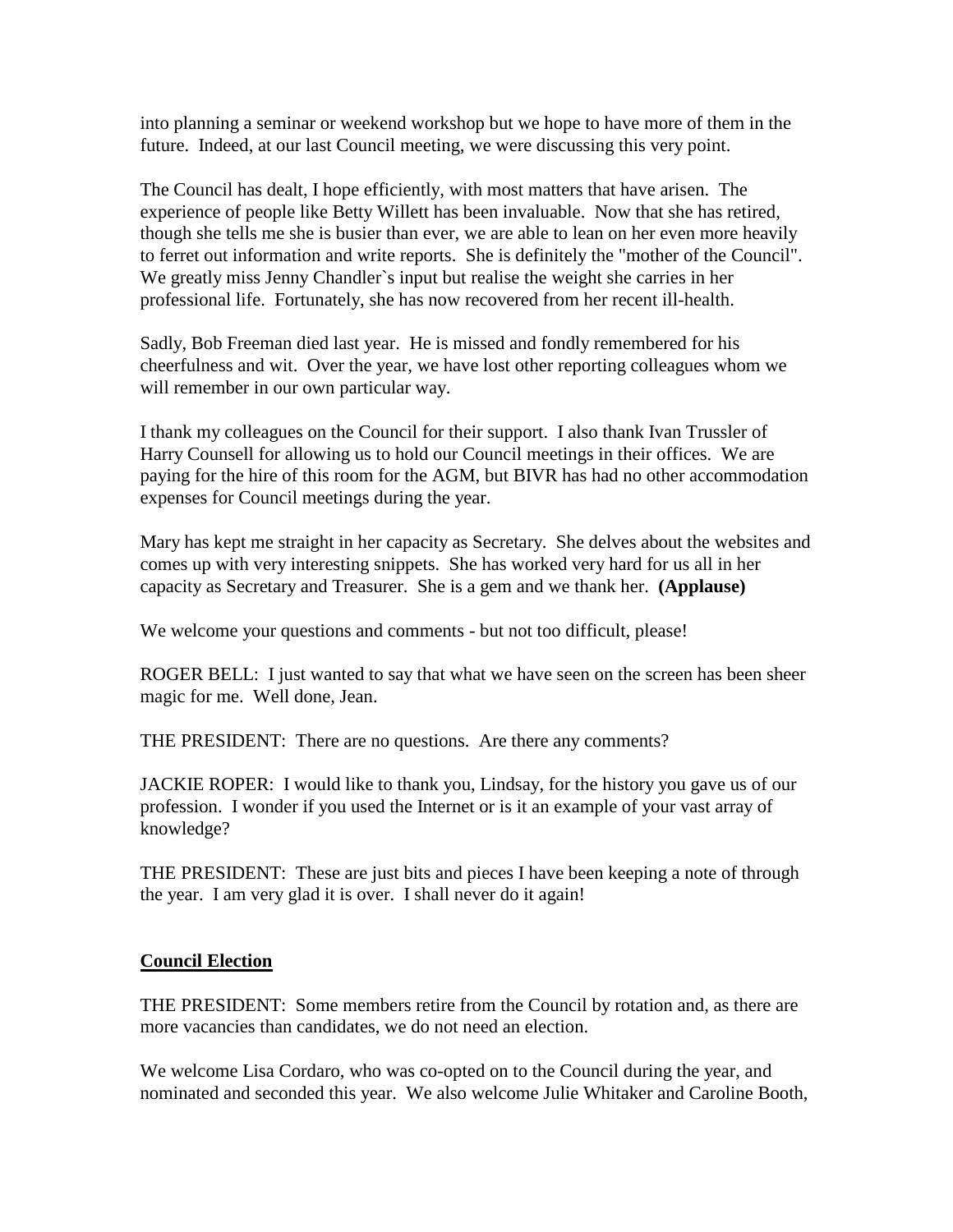into planning a seminar or weekend workshop but we hope to have more of them in the future. Indeed, at our last Council meeting, we were discussing this very point.

The Council has dealt, I hope efficiently, with most matters that have arisen. The experience of people like Betty Willett has been invaluable. Now that she has retired, though she tells me she is busier than ever, we are able to lean on her even more heavily to ferret out information and write reports. She is definitely the "mother of the Council". We greatly miss Jenny Chandler`s input but realise the weight she carries in her professional life. Fortunately, she has now recovered from her recent ill-health.

Sadly, Bob Freeman died last year. He is missed and fondly remembered for his cheerfulness and wit. Over the year, we have lost other reporting colleagues whom we will remember in our own particular way.

I thank my colleagues on the Council for their support. I also thank Ivan Trussler of Harry Counsell for allowing us to hold our Council meetings in their offices. We are paying for the hire of this room for the AGM, but BIVR has had no other accommodation expenses for Council meetings during the year.

Mary has kept me straight in her capacity as Secretary. She delves about the websites and comes up with very interesting snippets. She has worked very hard for us all in her capacity as Secretary and Treasurer. She is a gem and we thank her. **(Applause)**

We welcome your questions and comments - but not too difficult, please!

ROGER BELL: I just wanted to say that what we have seen on the screen has been sheer magic for me. Well done, Jean.

THE PRESIDENT: There are no questions. Are there any comments?

JACKIE ROPER: I would like to thank you, Lindsay, for the history you gave us of our profession. I wonder if you used the Internet or is it an example of your vast array of knowledge?

THE PRESIDENT: These are just bits and pieces I have been keeping a note of through the year. I am very glad it is over. I shall never do it again!

**<u>Council Election</u>**

THE PRESIDENT: Some members retire from the Council by rotation and, as there are more vacancies than candidates, we do not need an election.

We welcome Lisa Cordaro, who was co-opted on to the Council during the year, and nominated and seconded this year. We also welcome Julie Whitaker and Caroline Booth,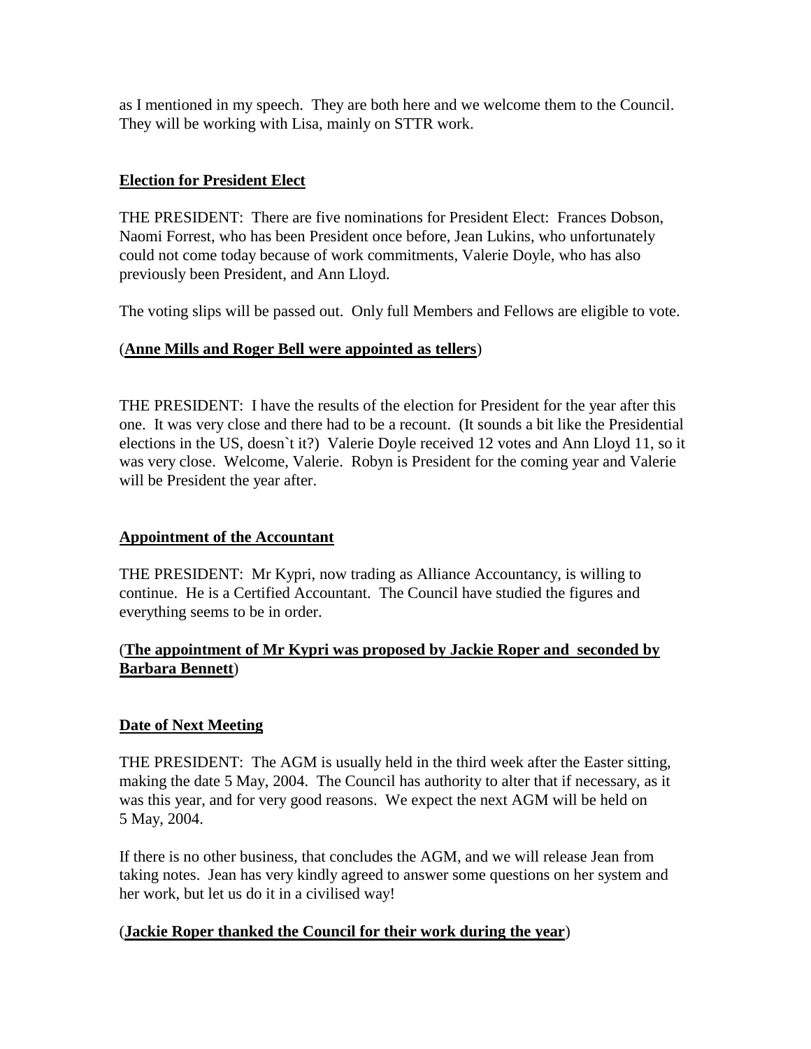as I mentioned in my speech. They are both here and we welcome them to the Council. They will be working with Lisa, mainly on STTR work.

**Election for President Elect**

THE PRESIDENT: There are five nominations for President Elect: Frances Dobson, Naomi Forrest, who has been President once before, Jean Lukins, who unfortunately could not come today because of work commitments, Valerie Doyle, who has also previously been President, and Ann Lloyd.

The voting slips will be passed out. Only full Members and Fellows are eligible to vote.

(**Anne Mills and Roger Bell were appointed as tellers**)

THE PRESIDENT: I have the results of the election for President for the year after this one. It was very close and there had to be a recount. (It sounds a bit like the Presidential elections in the US, doesn`t it?) Valerie Doyle received 12 votes and Ann Lloyd 11, so it was very close. Welcome, Valerie. Robyn is President for the coming year and Valerie will be President the year after.

**Appointment of the Accountant**

THE PRESIDENT: Mr Kypri, now trading as Alliance Accountancy, is willing to continue. He is a Certified Accountant. The Council have studied the figures and everything seems to be in order.

(**The appointment of Mr Kypri was proposed by Jackie Roper and seconded by Barbara Bennett**)

**Date of Next Meeting**

THE PRESIDENT: The AGM is usually held in the third week after the Easter sitting, making the date 5 May, 2004. The Council has authority to alter that if necessary, as it was this year, and for very good reasons. We expect the next AGM will be held on 5 May, 2004.

If there is no other business, that concludes the AGM, and we will release Jean from taking notes. Jean has very kindly agreed to answer some questions on her system and her work, but let us do it in a civilised way!

(**Jackie Roper thanked the Council for their work during the year**)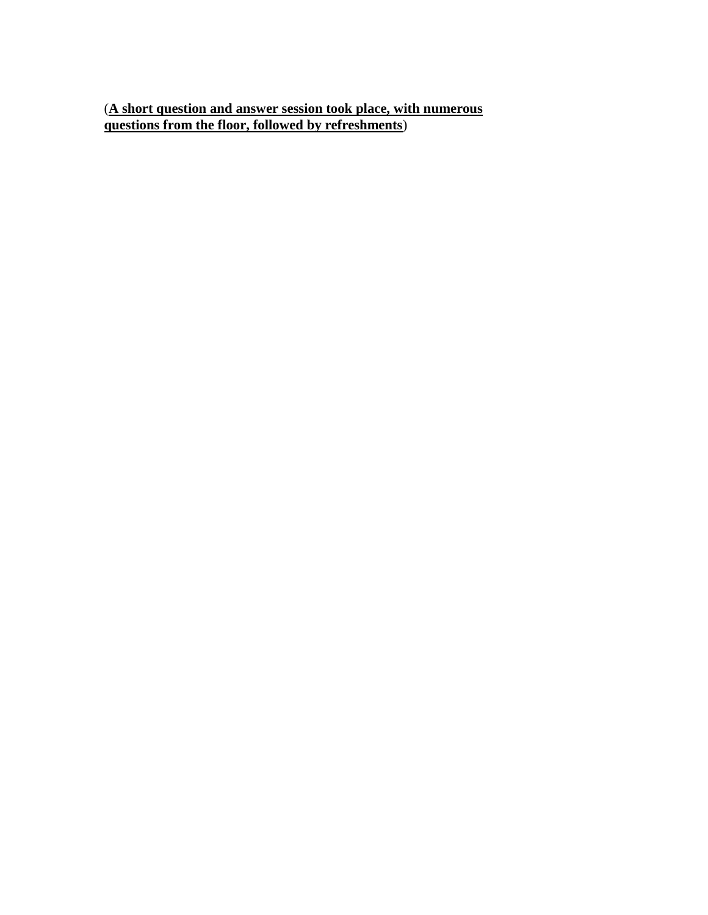(**<u>A short question and answer session took place, with numerous questions from the floor, followed by refreshments</u>**)